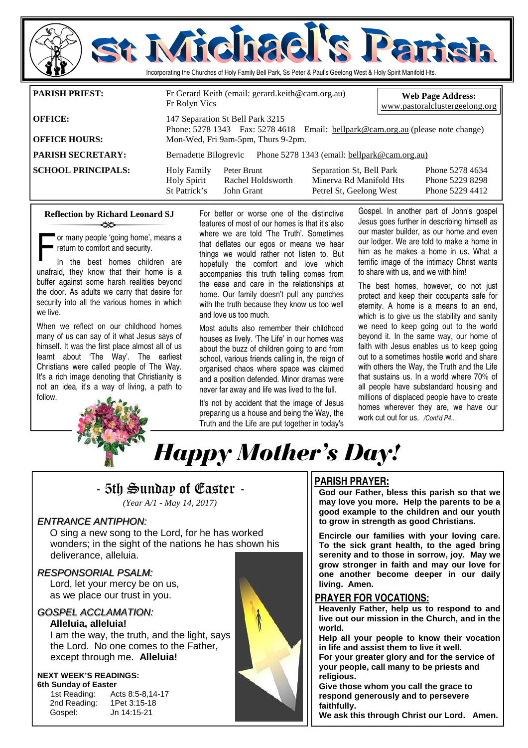# St Michael's Parish

Incorporating the Churches of Holy Family Bell Park, Ss Peter & Paul's Geelong West & Holy Spirit Manifold Hts.

| | | | |
|---|---|---|---|
| **PARISH PRIEST:** | Fr Gerard Keith (email: gerard.keith@cam.org.au) Fr Rolyn Vics | | **Web Page Address:** www.pastoralclustergeelong.org |
| **OFFICE:** | 147 Separation St Bell Park 3215 Phone: 5278 1343 Fax: 5278 4618 Email: bellpark@cam.org.au (please note change) | | |
| **OFFICE HOURS:** | Mon-Wed, Fri 9am-5pm, Thurs 9-2pm. | | |
| **PARISH SECRETARY:** | Bernadette Bilogrevic Phone 5278 1343 (email: bellpark@cam.org.au) | | |
| **SCHOOL PRINCIPALS:** | Holy Family — Peter Brunt | Separation St, Bell Park | Phone 5278 4634 |
| | Holy Spirit — Rachel Holdsworth | Minerva Rd Manifold Hts | Phone 5229 8298 |
| | St Patrick's — John Grant | Petrel St, Geelong West | Phone 5229 4412 |

### Reflection by Richard Leonard SJ

For many people 'going home', means a return to comfort and security.

In the best homes children are unafraid, they know that their home is a buffer against some harsh realities beyond the door. As adults we carry that desire for security into all the various homes in which we live.

When we reflect on our childhood homes many of us can say of it what Jesus says of himself. It was the first place almost all of us learnt about 'The Way'. The earliest Christians were called people of The Way. It's a rich image denoting that Christianity is not an idea, it's a way of living, a path to follow.

For better or worse one of the distinctive features of most of our homes is that it's also where we are told 'The Truth'. Sometimes that deflates our egos or means we hear things we would rather not listen to. But hopefully the comfort and love which accompanies this truth telling comes from the ease and care in the relationships at home. Our family doesn't pull any punches with the truth because they know us too well and love us too much.

Most adults also remember their childhood houses as lively. 'The Life' in our homes was about the buzz of children going to and from school, various friends calling in, the reign of organised chaos where space was claimed and a position defended. Minor dramas were never far away and life was lived to the full.

It's not by accident that the image of Jesus preparing us a house and being the Way, the Truth and the Life are put together in today's Gospel. In another part of John's gospel Jesus goes further in describing himself as our master builder, as our home and even our lodger. We are told to make a home in him as he makes a home in us. What a terrific image of the intimacy Christ wants to share with us, and we with him!

The best homes, however, do not just protect and keep their occupants safe for eternity. A home is a means to an end, which is to give us the stability and sanity we need to keep going out to the world beyond it. In the same way, our home of faith with Jesus enables us to keep going out to a sometimes hostile world and share with others the Way, the Truth and the Life that sustains us. In a world where 70% of all people have substandard housing and millions of displaced people have to create homes wherever they are, we have our work cut out for us. *Cont'd P4...*

# *Happy Mother's Day!*

## - 5th Sunday of Easter -

*(Year A/1 - May 14, 2017)*

***ENTRANCE ANTIPHON:***

O sing a new song to the Lord, for he has worked wonders; in the sight of the nations he has shown his deliverance, alleluia.

***RESPONSORIAL PSALM:***

Lord, let your mercy be on us,
as we place our trust in you.

***GOSPEL ACCLAMATION:***

**Alleluia, alleluia!**
I am the way, the truth, and the light, says the Lord. No one comes to the Father, except through me. **Alleluia!**

**NEXT WEEK'S READINGS:**
**6th Sunday of Easter**

| | |
|---|---|
| 1st Reading: | Acts 8:5-8,14-17 |
| 2nd Reading: | 1Pet 3:15-18 |
| Gospel: | Jn 14:15-21 |

### PARISH PRAYER:

**God our Father, bless this parish so that we may love you more. Help the parents to be a good example to the children and our youth to grow in strength as good Christians.**

**Encircle our families with your loving care. To the sick grant health, to the aged bring serenity and to those in sorrow, joy. May we grow stronger in faith and may our love for one another become deeper in our daily living. Amen.**

### PRAYER FOR VOCATIONS:

**Heavenly Father, help us to respond to and live out our mission in the Church, and in the world.**
**Help all your people to know their vocation in life and assist them to live it well.**
**For your greater glory and for the service of your people, call many to be priests and religious.**
**Give those whom you call the grace to respond generously and to persevere faithfully.**
**We ask this through Christ our Lord. Amen.**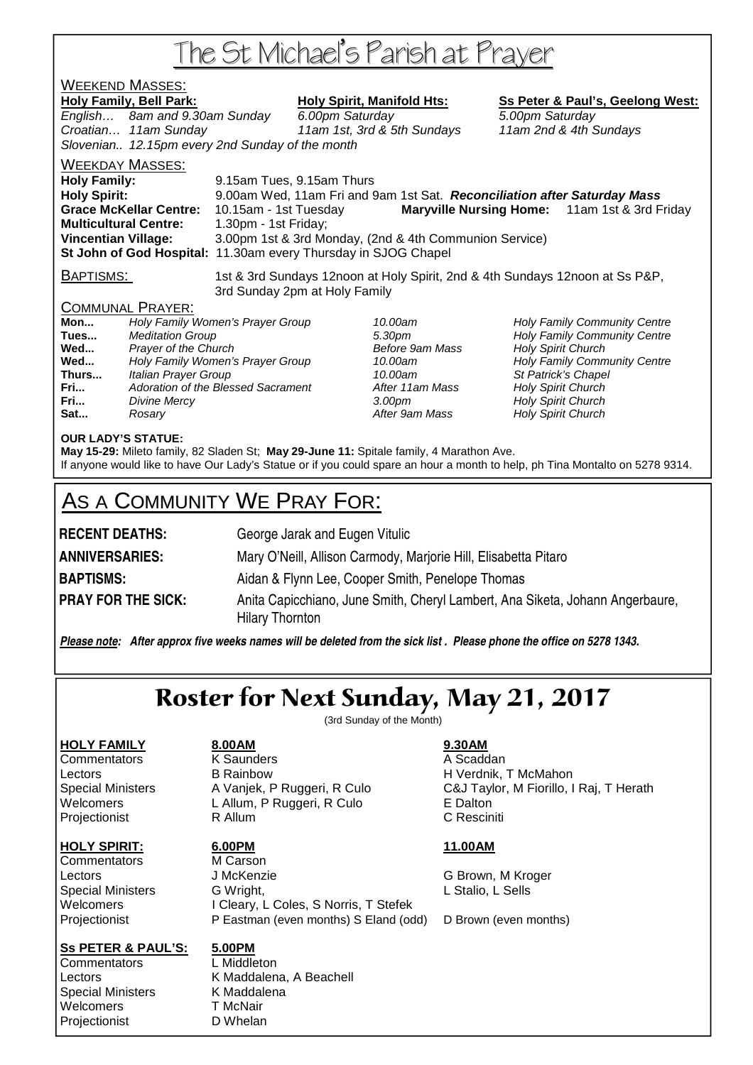# The St Michael's Parish at Prayer

## Weekend Masses:

| **Holy Family, Bell Park:** | | **Holy Spirit, Manifold Hts:** | **Ss Peter & Paul's, Geelong West:** |
|---|---|---|---|
| *English…* | *8am and 9.30am Sunday* | *6.00pm Saturday* | *5.00pm Saturday* |
| *Croatian…* | *11am Sunday* | *11am 1st, 3rd & 5th Sundays* | *11am 2nd & 4th Sundays* |
| *Slovenian..* | *12.15pm every 2nd Sunday of the month* | | |

## Weekday Masses:

**Holy Family:** 9.15am Tues, 9.15am Thurs
**Holy Spirit:** 9.00am Wed, 11am Fri and 9am 1st Sat. ***Reconciliation after Saturday Mass***
**Grace McKellar Centre:** 10.15am - 1st Tuesday **Maryville Nursing Home:** 11am 1st & 3rd Friday
**Multicultural Centre:** 1.30pm - 1st Friday;
**Vincentian Village:** 3.00pm 1st & 3rd Monday, (2nd & 4th Communion Service)
**St John of God Hospital:** 11.30am every Thursday in SJOG Chapel

**Baptisms:** 1st & 3rd Sundays 12noon at Holy Spirit, 2nd & 4th Sundays 12noon at Ss P&P, 3rd Sunday 2pm at Holy Family

## Communal Prayer:

| | | | |
|---|---|---|---|
| **Mon...** | *Holy Family Women's Prayer Group* | *10.00am* | *Holy Family Community Centre* |
| **Tues...** | *Meditation Group* | *5.30pm* | *Holy Family Community Centre* |
| **Wed...** | *Prayer of the Church* | *Before 9am Mass* | *Holy Spirit Church* |
| **Wed...** | *Holy Family Women's Prayer Group* | *10.00am* | *Holy Family Community Centre* |
| **Thurs...** | *Italian Prayer Group* | *10.00am* | *St Patrick's Chapel* |
| **Fri...** | *Adoration of the Blessed Sacrament* | *After 11am Mass* | *Holy Spirit Church* |
| **Fri...** | *Divine Mercy* | *3.00pm* | *Holy Spirit Church* |
| **Sat...** | *Rosary* | *After 9am Mass* | *Holy Spirit Church* |

**OUR LADY'S STATUE:**
**May 15-29:** Mileto family, 82 Sladen St; **May 29-June 11:** Spitale family, 4 Marathon Ave.
If anyone would like to have Our Lady's Statue or if you could spare an hour a month to help, ph Tina Montalto on 5278 9314.

## As a Community We Pray For:

**RECENT DEATHS:** George Jarak and Eugen Vitulic

**ANNIVERSARIES:** Mary O'Neill, Allison Carmody, Marjorie Hill, Elisabetta Pitaro

**BAPTISMS:** Aidan & Flynn Lee, Cooper Smith, Penelope Thomas

**PRAY FOR THE SICK:** Anita Capicchiano, June Smith, Cheryl Lambert, Ana Siketa, Johann Angerbaure, Hilary Thornton

***Please note:** After approx five weeks names will be deleted from the sick list . Please phone the office on 5278 1343.*

# Roster for Next Sunday, May 21, 2017

(3rd Sunday of the Month)

| **HOLY FAMILY** | **8.00AM** | **9.30AM** |
|---|---|---|
| Commentators | K Saunders | A Scaddan |
| Lectors | B Rainbow | H Verdnik, T McMahon |
| Special Ministers | A Vanjek, P Ruggeri, R Culo | C&J Taylor, M Fiorillo, I Raj, T Herath |
| Welcomers | L Allum, P Ruggeri, R Culo | E Dalton |
| Projectionist | R Allum | C Resciniti |

| **HOLY SPIRIT:** | **6.00PM** | **11.00AM** |
|---|---|---|
| Commentators | M Carson | |
| Lectors | J McKenzie | G Brown, M Kroger |
| Special Ministers | G Wright, | L Stalio, L Sells |
| Welcomers | I Cleary, L Coles, S Norris, T Stefek | |
| Projectionist | P Eastman (even months) S Eland (odd) | D Brown (even months) |

| **Ss PETER & PAUL'S:** | **5.00PM** |
|---|---|
| Commentators | L Middleton |
| Lectors | K Maddalena, A Beachell |
| Special Ministers | K Maddalena |
| Welcomers | T McNair |
| Projectionist | D Whelan |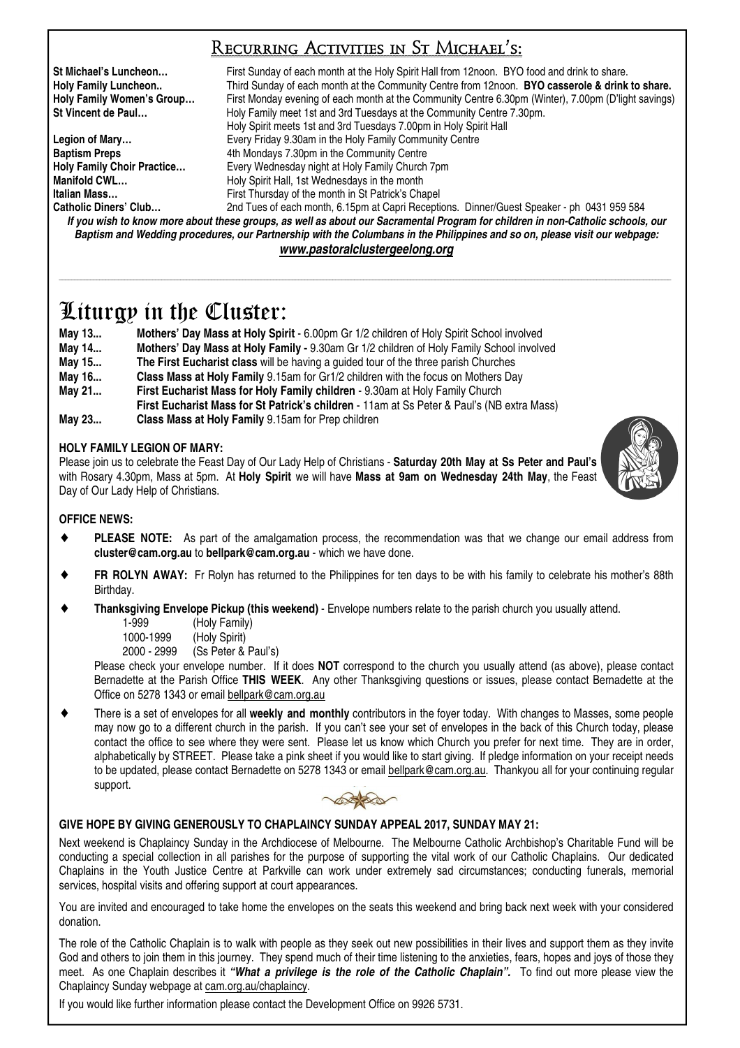## Recurring Activities in St Michael's:

| | |
|---|---|
| **St Michael's Luncheon…** | First Sunday of each month at the Holy Spirit Hall from 12noon. BYO food and drink to share. |
| **Holy Family Luncheon..** | Third Sunday of each month at the Community Centre from 12noon. **BYO casserole & drink to share.** |
| **Holy Family Women's Group…** | First Monday evening of each month at the Community Centre 6.30pm (Winter), 7.00pm (D'light savings) |
| **St Vincent de Paul…** | Holy Family meet 1st and 3rd Tuesdays at the Community Centre 7.30pm. Holy Spirit meets 1st and 3rd Tuesdays 7.00pm in Holy Spirit Hall |
| **Legion of Mary…** | Every Friday 9.30am in the Holy Family Community Centre |
| **Baptism Preps** | 4th Mondays 7.30pm in the Community Centre |
| **Holy Family Choir Practice…** | Every Wednesday night at Holy Family Church 7pm |
| **Manifold CWL…** | Holy Spirit Hall, 1st Wednesdays in the month |
| **Italian Mass…** | First Thursday of the month in St Patrick's Chapel |
| **Catholic Diners' Club…** | 2nd Tues of each month, 6.15pm at Capri Receptions. Dinner/Guest Speaker - ph 0431 959 584 |

***If you wish to know more about these groups, as well as about our Sacramental Program for children in non-Catholic schools, our Baptism and Wedding procedures, our Partnership with the Columbans in the Philippines and so on, please visit our webpage:***

***www.pastoralclustergeelong.org***

# Liturgy in the Cluster:

**May 13...** **Mothers' Day Mass at Holy Spirit** - 6.00pm Gr 1/2 children of Holy Spirit School involved

**May 14...** **Mothers' Day Mass at Holy Family -** 9.30am Gr 1/2 children of Holy Family School involved

**May 15...** **The First Eucharist class** will be having a guided tour of the three parish Churches

**May 16...** **Class Mass at Holy Family** 9.15am for Gr1/2 children with the focus on Mothers Day

**May 21...** **First Eucharist Mass for Holy Family children** - 9.30am at Holy Family Church
**First Eucharist Mass for St Patrick's children** - 11am at Ss Peter & Paul's (NB extra Mass)

**May 23...** **Class Mass at Holy Family** 9.15am for Prep children

### HOLY FAMILY LEGION OF MARY:

Please join us to celebrate the Feast Day of Our Lady Help of Christians - **Saturday 20th May at Ss Peter and Paul's** with Rosary 4.30pm, Mass at 5pm. At **Holy Spirit** we will have **Mass at 9am on Wednesday 24th May**, the Feast Day of Our Lady Help of Christians.

### OFFICE NEWS:

- **PLEASE NOTE:** As part of the amalgamation process, the recommendation was that we change our email address from **cluster@cam.org.au** to **bellpark@cam.org.au** - which we have done.
- **FR ROLYN AWAY:** Fr Rolyn has returned to the Philippines for ten days to be with his family to celebrate his mother's 88th Birthday.
- **Thanksgiving Envelope Pickup (this weekend)** - Envelope numbers relate to the parish church you usually attend.

  1-999 (Holy Family)
  1000-1999 (Holy Spirit)
  2000 - 2999 (Ss Peter & Paul's)

  Please check your envelope number. If it does **NOT** correspond to the church you usually attend (as above), please contact Bernadette at the Parish Office **THIS WEEK**. Any other Thanksgiving questions or issues, please contact Bernadette at the Office on 5278 1343 or email bellpark@cam.org.au
- There is a set of envelopes for all **weekly and monthly** contributors in the foyer today. With changes to Masses, some people may now go to a different church in the parish. If you can't see your set of envelopes in the back of this Church today, please contact the office to see where they were sent. Please let us know which Church you prefer for next time. They are in order, alphabetically by STREET. Please take a pink sheet if you would like to start giving. If pledge information on your receipt needs to be updated, please contact Bernadette on 5278 1343 or email bellpark@cam.org.au. Thankyou all for your continuing regular support.

### GIVE HOPE BY GIVING GENEROUSLY TO CHAPLAINCY SUNDAY APPEAL 2017, SUNDAY MAY 21:

Next weekend is Chaplaincy Sunday in the Archdiocese of Melbourne. The Melbourne Catholic Archbishop's Charitable Fund will be conducting a special collection in all parishes for the purpose of supporting the vital work of our Catholic Chaplains. Our dedicated Chaplains in the Youth Justice Centre at Parkville can work under extremely sad circumstances; conducting funerals, memorial services, hospital visits and offering support at court appearances.

You are invited and encouraged to take home the envelopes on the seats this weekend and bring back next week with your considered donation.

The role of the Catholic Chaplain is to walk with people as they seek out new possibilities in their lives and support them as they invite God and others to join them in this journey. They spend much of their time listening to the anxieties, fears, hopes and joys of those they meet. As one Chaplain describes it ***"What a privilege is the role of the Catholic Chaplain".*** To find out more please view the Chaplaincy Sunday webpage at cam.org.au/chaplaincy.

If you would like further information please contact the Development Office on 9926 5731.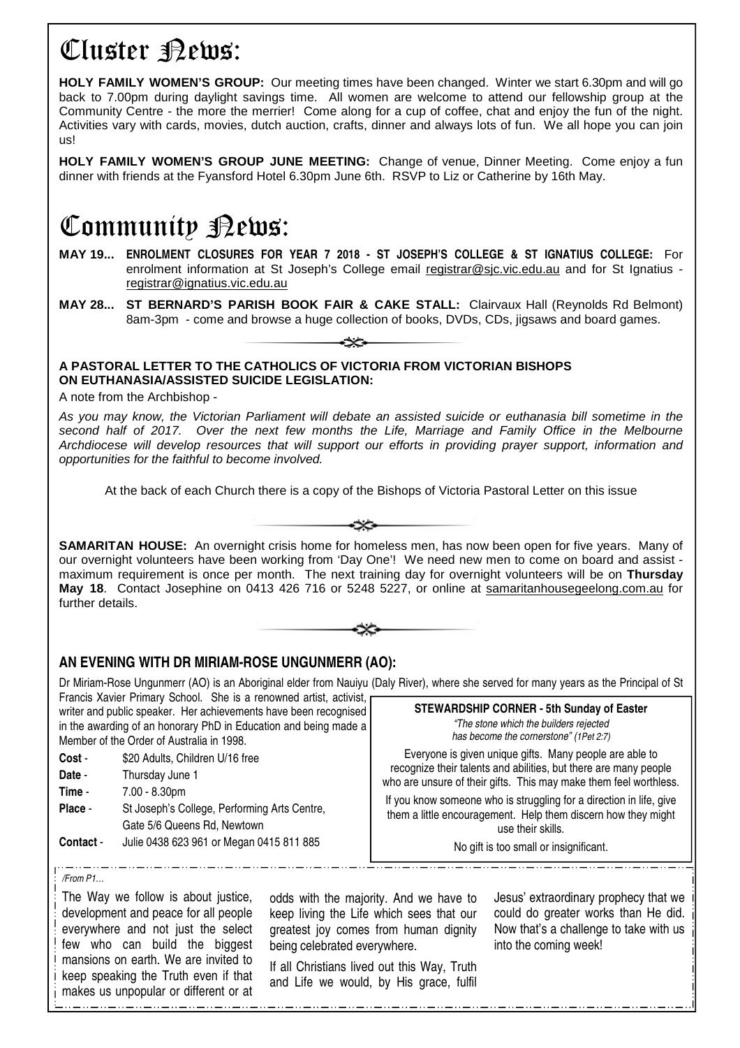# Cluster News:

**HOLY FAMILY WOMEN'S GROUP:** Our meeting times have been changed. Winter we start 6.30pm and will go back to 7.00pm during daylight savings time. All women are welcome to attend our fellowship group at the Community Centre - the more the merrier! Come along for a cup of coffee, chat and enjoy the fun of the night. Activities vary with cards, movies, dutch auction, crafts, dinner and always lots of fun. We all hope you can join us!

**HOLY FAMILY WOMEN'S GROUP JUNE MEETING:** Change of venue, Dinner Meeting. Come enjoy a fun dinner with friends at the Fyansford Hotel 6.30pm June 6th. RSVP to Liz or Catherine by 16th May.

# Community News:

**MAY 19... ENROLMENT CLOSURES FOR YEAR 7 2018 - ST JOSEPH'S COLLEGE & ST IGNATIUS COLLEGE:** For enrolment information at St Joseph's College email registrar@sjc.vic.edu.au and for St Ignatius - registrar@ignatius.vic.edu.au

**MAY 28... ST BERNARD'S PARISH BOOK FAIR & CAKE STALL:** Clairvaux Hall (Reynolds Rd Belmont) 8am-3pm - come and browse a huge collection of books, DVDs, CDs, jigsaws and board games.

**A PASTORAL LETTER TO THE CATHOLICS OF VICTORIA FROM VICTORIAN BISHOPS ON EUTHANASIA/ASSISTED SUICIDE LEGISLATION:**

A note from the Archbishop -

*As you may know, the Victorian Parliament will debate an assisted suicide or euthanasia bill sometime in the second half of 2017. Over the next few months the Life, Marriage and Family Office in the Melbourne Archdiocese will develop resources that will support our efforts in providing prayer support, information and opportunities for the faithful to become involved.*

At the back of each Church there is a copy of the Bishops of Victoria Pastoral Letter on this issue

**SAMARITAN HOUSE:** An overnight crisis home for homeless men, has now been open for five years. Many of our overnight volunteers have been working from 'Day One'! We need new men to come on board and assist - maximum requirement is once per month. The next training day for overnight volunteers will be on **Thursday May 18**. Contact Josephine on 0413 426 716 or 5248 5227, or online at samaritanhousegeelong.com.au for further details.

## AN EVENING WITH DR MIRIAM-ROSE UNGUNMERR (AO):

Dr Miriam-Rose Ungunmerr (AO) is an Aboriginal elder from Nauiyu (Daly River), where she served for many years as the Principal of St Francis Xavier Primary School. She is a renowned artist, activist, writer and public speaker. Her achievements have been recognised in the awarding of an honorary PhD in Education and being made a Member of the Order of Australia in 1998.

**Cost** - $20 Adults, Children U/16 free
**Date** - Thursday June 1
**Time** - 7.00 - 8.30pm
**Place** - St Joseph's College, Performing Arts Centre, Gate 5/6 Queens Rd, Newtown
**Contact** - Julie 0438 623 961 or Megan 0415 811 885

**STEWARDSHIP CORNER - 5th Sunday of Easter**

*"The stone which the builders rejected has become the cornerstone" (1Pet 2:7)*

Everyone is given unique gifts. Many people are able to recognize their talents and abilities, but there are many people who are unsure of their gifts. This may make them feel worthless.

If you know someone who is struggling for a direction in life, give them a little encouragement. Help them discern how they might use their skills.

No gift is too small or insignificant.

*/From P1…*

The Way we follow is about justice, development and peace for all people everywhere and not just the select few who can build the biggest mansions on earth. We are invited to keep speaking the Truth even if that makes us unpopular or different or at odds with the majority. And we have to keep living the Life which sees that our greatest joy comes from human dignity being celebrated everywhere.

If all Christians lived out this Way, Truth and Life we would, by His grace, fulfil Jesus' extraordinary prophecy that we could do greater works than He did. Now that's a challenge to take with us into the coming week!